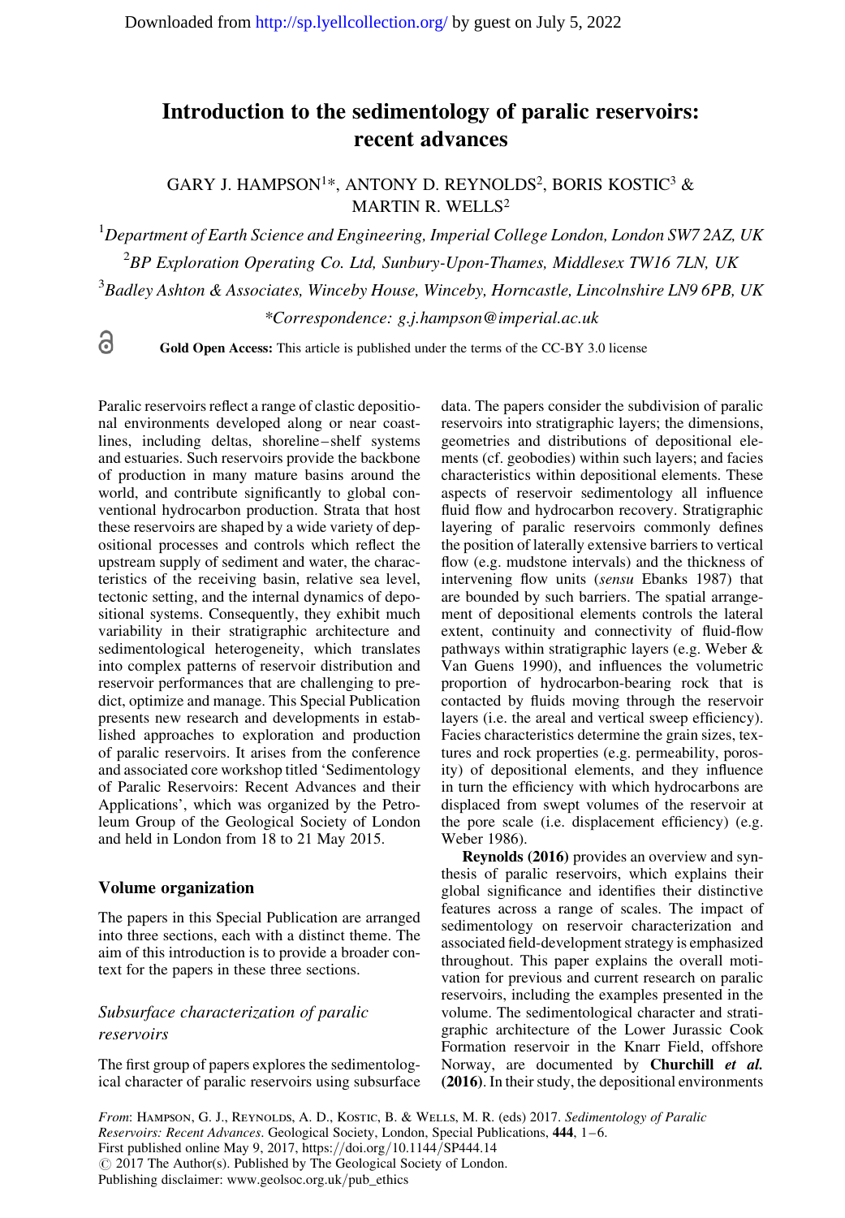# Introduction to the sedimentology of paralic reservoirs: recent advances

GARY J. HAMPSON[1]*, ANTONY D. REYNOLDS[2], BORIS KOSTIC[3] & MARTIN R. WELLS[2]

[1]*Department of Earth Science and Engineering, Imperial College London, London SW7 2AZ, UK*

[2]*BP Exploration Operating Co. Ltd, Sunbury-Upon-Thames, Middlesex TW16 7LN, UK*

[3]*Badley Ashton & Associates, Winceby House, Winceby, Horncastle, Lincolnshire LN9 6PB, UK*

*\*Correspondence: g.j.hampson@imperial.ac.uk*

**Gold Open Access:** This article is published under the terms of the CC-BY 3.0 license

Paralic reservoirs reflect a range of clastic depositional environments developed along or near coastlines, including deltas, shoreline–shelf systems and estuaries. Such reservoirs provide the backbone of production in many mature basins around the world, and contribute significantly to global conventional hydrocarbon production. Strata that host these reservoirs are shaped by a wide variety of depositional processes and controls which reflect the upstream supply of sediment and water, the characteristics of the receiving basin, relative sea level, tectonic setting, and the internal dynamics of depositional systems. Consequently, they exhibit much variability in their stratigraphic architecture and sedimentological heterogeneity, which translates into complex patterns of reservoir distribution and reservoir performances that are challenging to predict, optimize and manage. This Special Publication presents new research and developments in established approaches to exploration and production of paralic reservoirs. It arises from the conference and associated core workshop titled 'Sedimentology of Paralic Reservoirs: Recent Advances and their Applications', which was organized by the Petroleum Group of the Geological Society of London and held in London from 18 to 21 May 2015.

## Volume organization

The papers in this Special Publication are arranged into three sections, each with a distinct theme. The aim of this introduction is to provide a broader context for the papers in these three sections.

### *Subsurface characterization of paralic reservoirs*

The first group of papers explores the sedimentological character of paralic reservoirs using subsurface data. The papers consider the subdivision of paralic reservoirs into stratigraphic layers; the dimensions, geometries and distributions of depositional elements (cf. geobodies) within such layers; and facies characteristics within depositional elements. These aspects of reservoir sedimentology all influence fluid flow and hydrocarbon recovery. Stratigraphic layering of paralic reservoirs commonly defines the position of laterally extensive barriers to vertical flow (e.g. mudstone intervals) and the thickness of intervening flow units (*sensu* Ebanks 1987) that are bounded by such barriers. The spatial arrangement of depositional elements controls the lateral extent, continuity and connectivity of fluid-flow pathways within stratigraphic layers (e.g. Weber & Van Guens 1990), and influences the volumetric proportion of hydrocarbon-bearing rock that is contacted by fluids moving through the reservoir layers (i.e. the areal and vertical sweep efficiency). Facies characteristics determine the grain sizes, textures and rock properties (e.g. permeability, porosity) of depositional elements, and they influence in turn the efficiency with which hydrocarbons are displaced from swept volumes of the reservoir at the pore scale (i.e. displacement efficiency) (e.g. Weber 1986).

**Reynolds (2016)** provides an overview and synthesis of paralic reservoirs, which explains their global significance and identifies their distinctive features across a range of scales. The impact of sedimentology on reservoir characterization and associated field-development strategy is emphasized throughout. This paper explains the overall motivation for previous and current research on paralic reservoirs, including the examples presented in the volume. The sedimentological character and stratigraphic architecture of the Lower Jurassic Cook Formation reservoir in the Knarr Field, offshore Norway, are documented by **Churchill *et al.* (2016)**. In their study, the depositional environments

*From*: HAMPSON, G. J., REYNOLDS, A. D., KOSTIC, B. & WELLS, M. R. (eds) 2017. *Sedimentology of Paralic Reservoirs: Recent Advances*. Geological Society, London, Special Publications, **444**, 1–6.
First published online May 9, 2017, https://doi.org/10.1144/SP444.14
© 2017 The Author(s). Published by The Geological Society of London.
Publishing disclaimer: www.geolsoc.org.uk/pub_ethics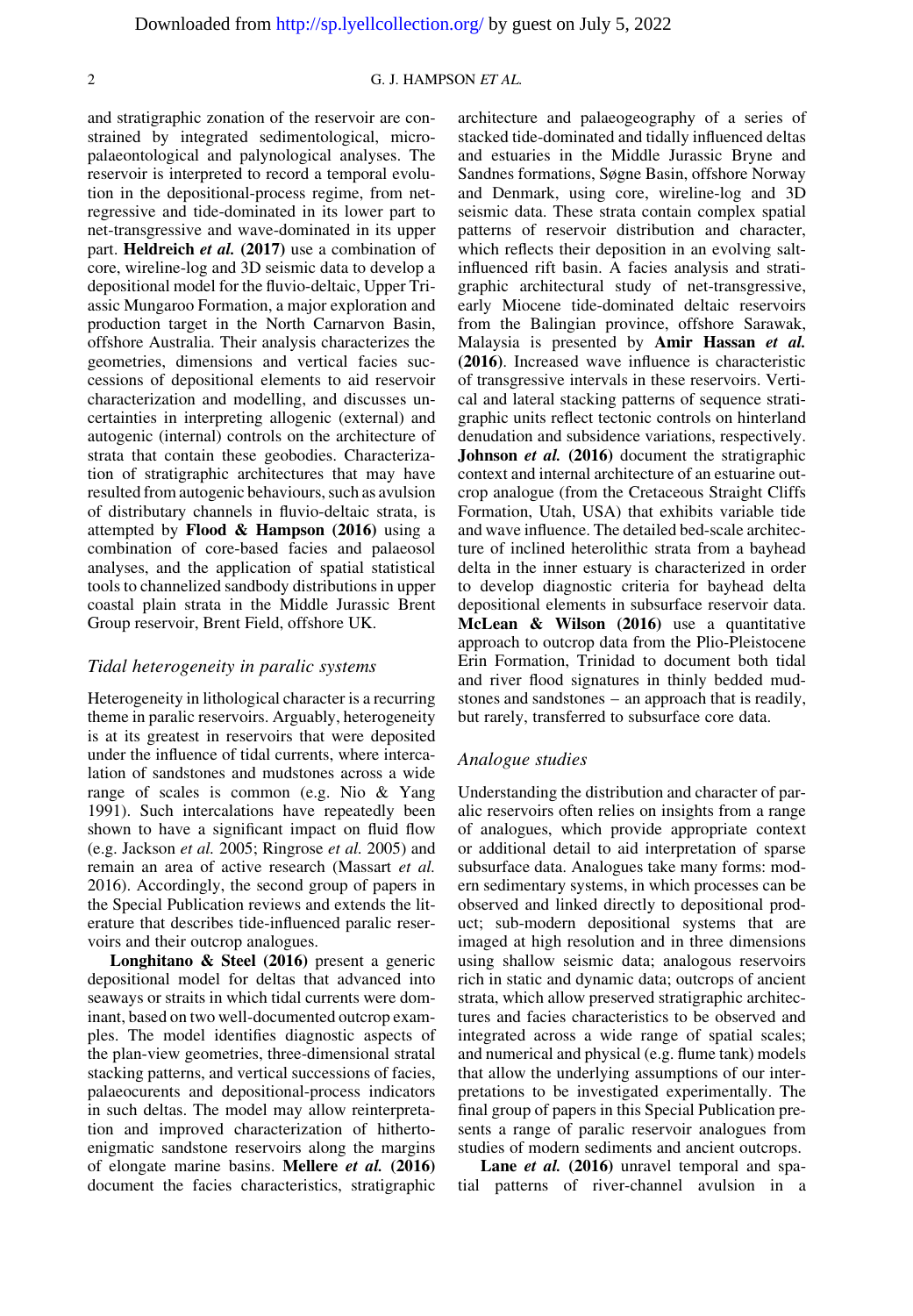and stratigraphic zonation of the reservoir are constrained by integrated sedimentological, micropalaeontological and palynological analyses. The reservoir is interpreted to record a temporal evolution in the depositional-process regime, from net-regressive and tide-dominated in its lower part to net-transgressive and wave-dominated in its upper part. **Heldreich *et al.* (2017)** use a combination of core, wireline-log and 3D seismic data to develop a depositional model for the fluvio-deltaic, Upper Triassic Mungaroo Formation, a major exploration and production target in the North Carnarvon Basin, offshore Australia. Their analysis characterizes the geometries, dimensions and vertical facies successions of depositional elements to aid reservoir characterization and modelling, and discusses uncertainties in interpreting allogenic (external) and autogenic (internal) controls on the architecture of strata that contain these geobodies. Characterization of stratigraphic architectures that may have resulted from autogenic behaviours, such as avulsion of distributary channels in fluvio-deltaic strata, is attempted by **Flood & Hampson (2016)** using a combination of core-based facies and palaeosol analyses, and the application of spatial statistical tools to channelized sandbody distributions in upper coastal plain strata in the Middle Jurassic Brent Group reservoir, Brent Field, offshore UK.

### *Tidal heterogeneity in paralic systems*

Heterogeneity in lithological character is a recurring theme in paralic reservoirs. Arguably, heterogeneity is at its greatest in reservoirs that were deposited under the influence of tidal currents, where intercalation of sandstones and mudstones across a wide range of scales is common (e.g. Nio & Yang 1991). Such intercalations have repeatedly been shown to have a significant impact on fluid flow (e.g. Jackson *et al.* 2005; Ringrose *et al.* 2005) and remain an area of active research (Massart *et al.* 2016). Accordingly, the second group of papers in the Special Publication reviews and extends the literature that describes tide-influenced paralic reservoirs and their outcrop analogues.

**Longhitano & Steel (2016)** present a generic depositional model for deltas that advanced into seaways or straits in which tidal currents were dominant, based on two well-documented outcrop examples. The model identifies diagnostic aspects of the plan-view geometries, three-dimensional stratal stacking patterns, and vertical successions of facies, palaeocurents and depositional-process indicators in such deltas. The model may allow reinterpretation and improved characterization of hitherto-enigmatic sandstone reservoirs along the margins of elongate marine basins. **Mellere *et al.* (2016)** document the facies characteristics, stratigraphic architecture and palaeogeography of a series of stacked tide-dominated and tidally influenced deltas and estuaries in the Middle Jurassic Bryne and Sandnes formations, Søgne Basin, offshore Norway and Denmark, using core, wireline-log and 3D seismic data. These strata contain complex spatial patterns of reservoir distribution and character, which reflects their deposition in an evolving salt-influenced rift basin. A facies analysis and stratigraphic architectural study of net-transgressive, early Miocene tide-dominated deltaic reservoirs from the Balingian province, offshore Sarawak, Malaysia is presented by **Amir Hassan *et al.* (2016)**. Increased wave influence is characteristic of transgressive intervals in these reservoirs. Vertical and lateral stacking patterns of sequence stratigraphic units reflect tectonic controls on hinterland denudation and subsidence variations, respectively. **Johnson *et al.* (2016)** document the stratigraphic context and internal architecture of an estuarine outcrop analogue (from the Cretaceous Straight Cliffs Formation, Utah, USA) that exhibits variable tide and wave influence. The detailed bed-scale architecture of inclined heterolithic strata from a bayhead delta in the inner estuary is characterized in order to develop diagnostic criteria for bayhead delta depositional elements in subsurface reservoir data. **McLean & Wilson (2016)** use a quantitative approach to outcrop data from the Plio-Pleistocene Erin Formation, Trinidad to document both tidal and river flood signatures in thinly bedded mudstones and sandstones – an approach that is readily, but rarely, transferred to subsurface core data.

### *Analogue studies*

Understanding the distribution and character of paralic reservoirs often relies on insights from a range of analogues, which provide appropriate context or additional detail to aid interpretation of sparse subsurface data. Analogues take many forms: modern sedimentary systems, in which processes can be observed and linked directly to depositional product; sub-modern depositional systems that are imaged at high resolution and in three dimensions using shallow seismic data; analogous reservoirs rich in static and dynamic data; outcrops of ancient strata, which allow preserved stratigraphic architectures and facies characteristics to be observed and integrated across a wide range of spatial scales; and numerical and physical (e.g. flume tank) models that allow the underlying assumptions of our interpretations to be investigated experimentally. The final group of papers in this Special Publication presents a range of paralic reservoir analogues from studies of modern sediments and ancient outcrops.

**Lane *et al.* (2016)** unravel temporal and spatial patterns of river-channel avulsion in a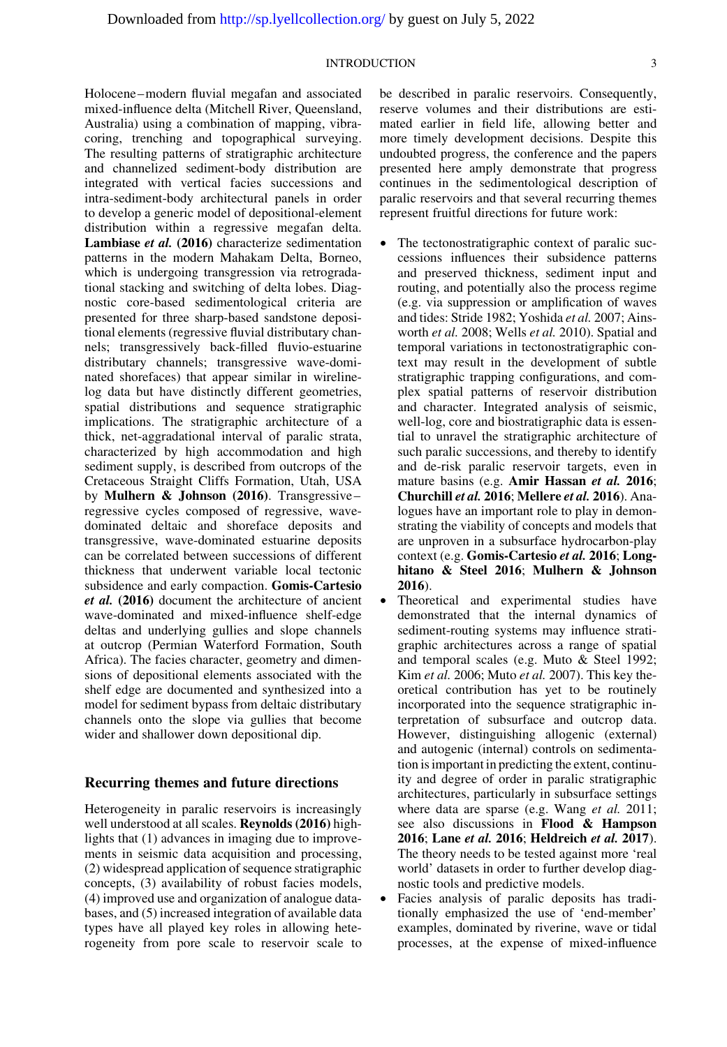Holocene–modern fluvial megafan and associated mixed-influence delta (Mitchell River, Queensland, Australia) using a combination of mapping, vibracoring, trenching and topographical surveying. The resulting patterns of stratigraphic architecture and channelized sediment-body distribution are integrated with vertical facies successions and intra-sediment-body architectural panels in order to develop a generic model of depositional-element distribution within a regressive megafan delta. **Lambiase *et al.* (2016)** characterize sedimentation patterns in the modern Mahakam Delta, Borneo, which is undergoing transgression via retrogradational stacking and switching of delta lobes. Diagnostic core-based sedimentological criteria are presented for three sharp-based sandstone depositional elements (regressive fluvial distributary channels; transgressively back-filled fluvio-estuarine distributary channels; transgressive wave-dominated shorefaces) that appear similar in wireline-log data but have distinctly different geometries, spatial distributions and sequence stratigraphic implications. The stratigraphic architecture of a thick, net-aggradational interval of paralic strata, characterized by high accommodation and high sediment supply, is described from outcrops of the Cretaceous Straight Cliffs Formation, Utah, USA by **Mulhern & Johnson (2016)**. Transgressive–regressive cycles composed of regressive, wave-dominated deltaic and shoreface deposits and transgressive, wave-dominated estuarine deposits can be correlated between successions of different thickness that underwent variable local tectonic subsidence and early compaction. **Gomis-Cartesio *et al.* (2016)** document the architecture of ancient wave-dominated and mixed-influence shelf-edge deltas and underlying gullies and slope channels at outcrop (Permian Waterford Formation, South Africa). The facies character, geometry and dimensions of depositional elements associated with the shelf edge are documented and synthesized into a model for sediment bypass from deltaic distributary channels onto the slope via gullies that become wider and shallower down depositional dip.

## Recurring themes and future directions

Heterogeneity in paralic reservoirs is increasingly well understood at all scales. **Reynolds (2016)** highlights that (1) advances in imaging due to improvements in seismic data acquisition and processing, (2) widespread application of sequence stratigraphic concepts, (3) availability of robust facies models, (4) improved use and organization of analogue databases, and (5) increased integration of available data types have all played key roles in allowing heterogeneity from pore scale to reservoir scale to be described in paralic reservoirs. Consequently, reserve volumes and their distributions are estimated earlier in field life, allowing better and more timely development decisions. Despite this undoubted progress, the conference and the papers presented here amply demonstrate that progress continues in the sedimentological description of paralic reservoirs and that several recurring themes represent fruitful directions for future work:

- The tectonostratigraphic context of paralic successions influences their subsidence patterns and preserved thickness, sediment input and routing, and potentially also the process regime (e.g. via suppression or amplification of waves and tides: Stride 1982; Yoshida *et al.* 2007; Ainsworth *et al.* 2008; Wells *et al.* 2010). Spatial and temporal variations in tectonostratigraphic context may result in the development of subtle stratigraphic trapping configurations, and complex spatial patterns of reservoir distribution and character. Integrated analysis of seismic, well-log, core and biostratigraphic data is essential to unravel the stratigraphic architecture of such paralic successions, and thereby to identify and de-risk paralic reservoir targets, even in mature basins (e.g. **Amir Hassan *et al.* 2016**; **Churchill *et al.* 2016**; **Mellere *et al.* 2016**). Analogues have an important role to play in demonstrating the viability of concepts and models that are unproven in a subsurface hydrocarbon-play context (e.g. **Gomis-Cartesio *et al.* 2016**; **Longhitano & Steel 2016**; **Mulhern & Johnson 2016**).
- Theoretical and experimental studies have demonstrated that the internal dynamics of sediment-routing systems may influence stratigraphic architectures across a range of spatial and temporal scales (e.g. Muto & Steel 1992; Kim *et al.* 2006; Muto *et al.* 2007). This key theoretical contribution has yet to be routinely incorporated into the sequence stratigraphic interpretation of subsurface and outcrop data. However, distinguishing allogenic (external) and autogenic (internal) controls on sedimentation is important in predicting the extent, continuity and degree of order in paralic stratigraphic architectures, particularly in subsurface settings where data are sparse (e.g. Wang *et al.* 2011; see also discussions in **Flood & Hampson 2016**; **Lane *et al.* 2016**; **Heldreich *et al.* 2017**). The theory needs to be tested against more 'real world' datasets in order to further develop diagnostic tools and predictive models.
- Facies analysis of paralic deposits has traditionally emphasized the use of 'end-member' examples, dominated by riverine, wave or tidal processes, at the expense of mixed-influence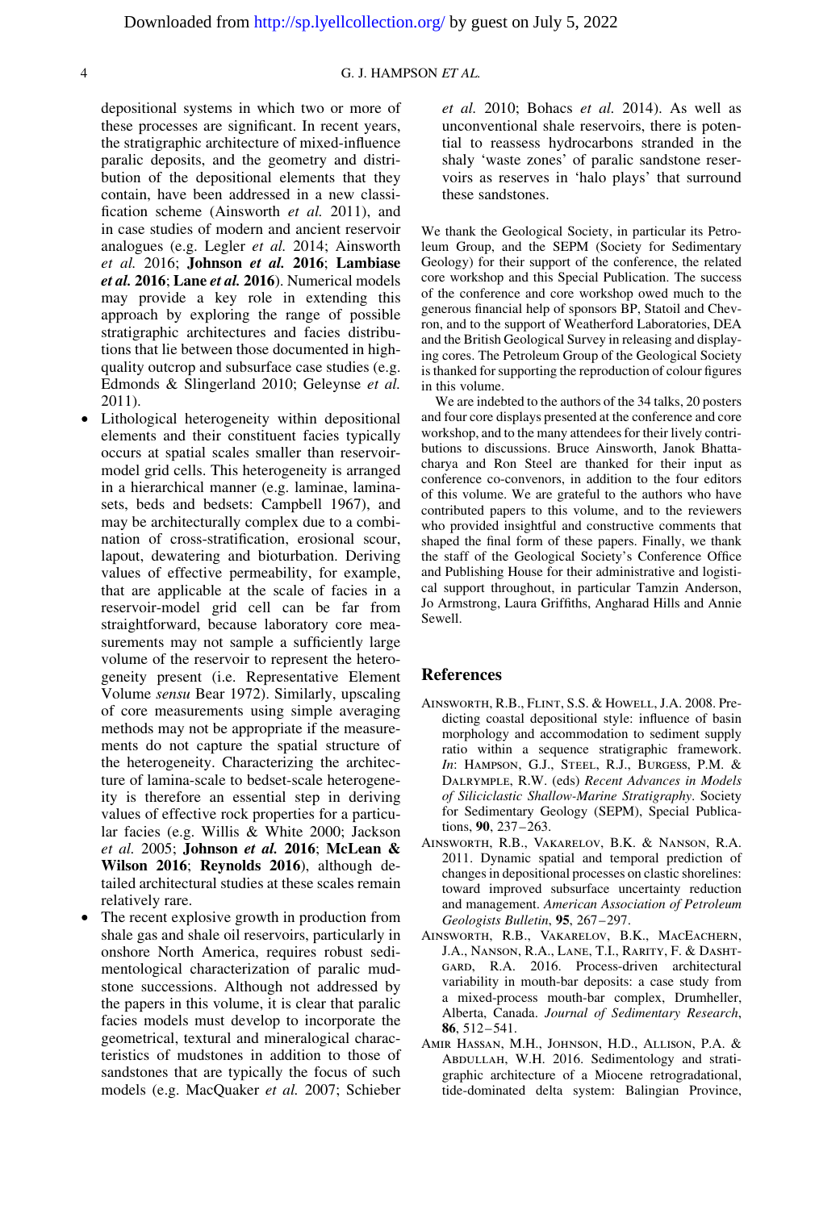depositional systems in which two or more of these processes are significant. In recent years, the stratigraphic architecture of mixed-influence paralic deposits, and the geometry and distribution of the depositional elements that they contain, have been addressed in a new classification scheme (Ainsworth *et al.* 2011), and in case studies of modern and ancient reservoir analogues (e.g. Legler *et al.* 2014; Ainsworth *et al.* 2016; **Johnson *et al.* 2016**; **Lambiase *et al.* 2016**; **Lane *et al.* 2016**). Numerical models may provide a key role in extending this approach by exploring the range of possible stratigraphic architectures and facies distributions that lie between those documented in high-quality outcrop and subsurface case studies (e.g. Edmonds & Slingerland 2010; Geleynse *et al.* 2011).

- Lithological heterogeneity within depositional elements and their constituent facies typically occurs at spatial scales smaller than reservoir-model grid cells. This heterogeneity is arranged in a hierarchical manner (e.g. laminae, laminasets, beds and bedsets: Campbell 1967), and may be architecturally complex due to a combination of cross-stratification, erosional scour, lapout, dewatering and bioturbation. Deriving values of effective permeability, for example, that are applicable at the scale of facies in a reservoir-model grid cell can be far from straightforward, because laboratory core measurements may not sample a sufficiently large volume of the reservoir to represent the heterogeneity present (i.e. Representative Element Volume *sensu* Bear 1972). Similarly, upscaling of core measurements using simple averaging methods may not be appropriate if the measurements do not capture the spatial structure of the heterogeneity. Characterizing the architecture of lamina-scale to bedset-scale heterogeneity is therefore an essential step in deriving values of effective rock properties for a particular facies (e.g. Willis & White 2000; Jackson *et al.* 2005; **Johnson *et al.* 2016**; **McLean & Wilson 2016**; **Reynolds 2016**), although detailed architectural studies at these scales remain relatively rare.
- The recent explosive growth in production from shale gas and shale oil reservoirs, particularly in onshore North America, requires robust sedimentological characterization of paralic mudstone successions. Although not addressed by the papers in this volume, it is clear that paralic facies models must develop to incorporate the geometrical, textural and mineralogical characteristics of mudstones in addition to those of sandstones that are typically the focus of such models (e.g. MacQuaker *et al.* 2007; Schieber *et al.* 2010; Bohacs *et al.* 2014). As well as unconventional shale reservoirs, there is potential to reassess hydrocarbons stranded in the shaly 'waste zones' of paralic sandstone reservoirs as reserves in 'halo plays' that surround these sandstones.

We thank the Geological Society, in particular its Petroleum Group, and the SEPM (Society for Sedimentary Geology) for their support of the conference, the related core workshop and this Special Publication. The success of the conference and core workshop owed much to the generous financial help of sponsors BP, Statoil and Chevron, and to the support of Weatherford Laboratories, DEA and the British Geological Survey in releasing and displaying cores. The Petroleum Group of the Geological Society is thanked for supporting the reproduction of colour figures in this volume.

We are indebted to the authors of the 34 talks, 20 posters and four core displays presented at the conference and core workshop, and to the many attendees for their lively contributions to discussions. Bruce Ainsworth, Janok Bhattacharya and Ron Steel are thanked for their input as conference co-convenors, in addition to the four editors of this volume. We are grateful to the authors who have contributed papers to this volume, and to the reviewers who provided insightful and constructive comments that shaped the final form of these papers. Finally, we thank the staff of the Geological Society's Conference Office and Publishing House for their administrative and logistical support throughout, in particular Tamzin Anderson, Jo Armstrong, Laura Griffiths, Angharad Hills and Annie Sewell.

## References

Ainsworth, R.B., Flint, S.S. & Howell, J.A. 2008. Predicting coastal depositional style: influence of basin morphology and accommodation to sediment supply ratio within a sequence stratigraphic framework. *In*: Hampson, G.J., Steel, R.J., Burgess, P.M. & Dalrymple, R.W. (eds) *Recent Advances in Models of Siliciclastic Shallow-Marine Stratigraphy*. Society for Sedimentary Geology (SEPM), Special Publications, **90**, 237–263.

Ainsworth, R.B., Vakarelov, B.K. & Nanson, R.A. 2011. Dynamic spatial and temporal prediction of changes in depositional processes on clastic shorelines: toward improved subsurface uncertainty reduction and management. *American Association of Petroleum Geologists Bulletin*, **95**, 267–297.

Ainsworth, R.B., Vakarelov, B.K., MacEachern, J.A., Nanson, R.A., Lane, T.I., Rarity, F. & Dashtgard, R.A. 2016. Process-driven architectural variability in mouth-bar deposits: a case study from a mixed-process mouth-bar complex, Drumheller, Alberta, Canada. *Journal of Sedimentary Research*, **86**, 512–541.

Amir Hassan, M.H., Johnson, H.D., Allison, P.A. & Abdullah, W.H. 2016. Sedimentology and stratigraphic architecture of a Miocene retrogradational, tide-dominated delta system: Balingian Province,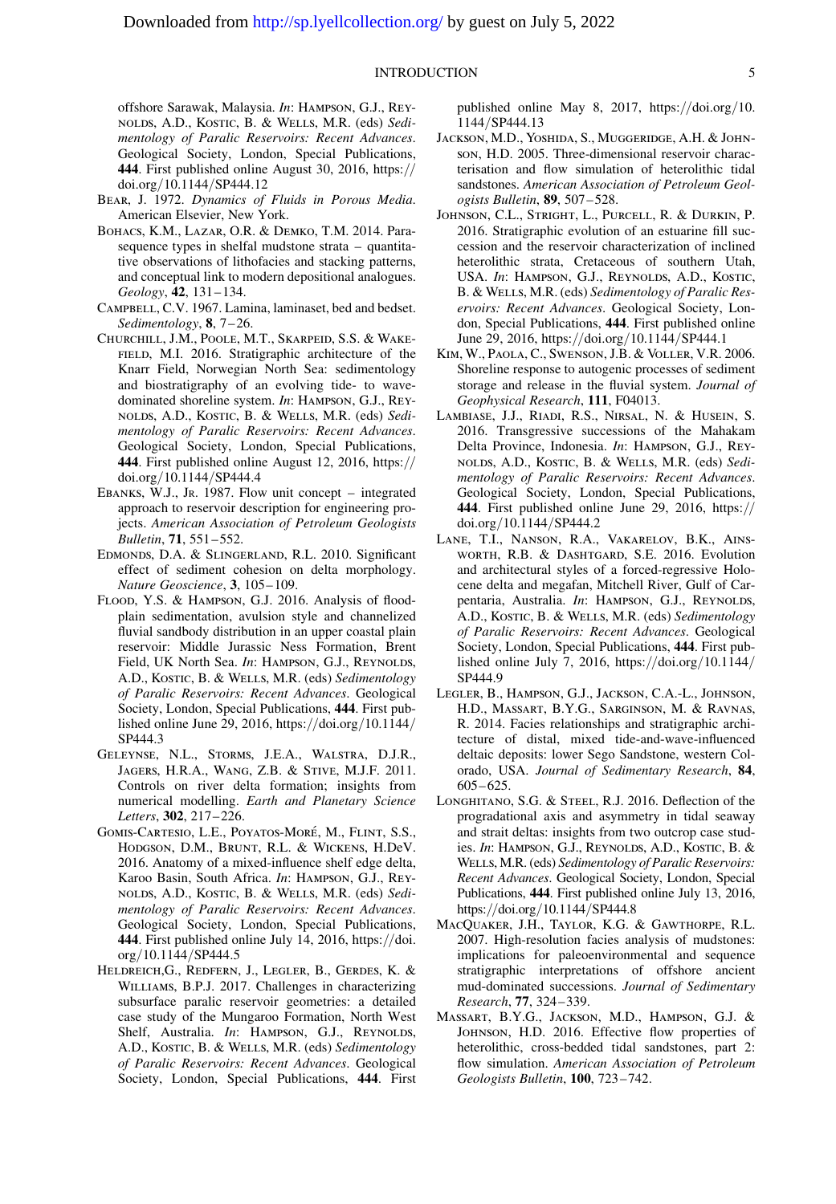offshore Sarawak, Malaysia. *In*: Hampson, G.J., Reynolds, A.D., Kostic, B. & Wells, M.R. (eds) *Sedimentology of Paralic Reservoirs: Recent Advances*. Geological Society, London, Special Publications, **444**. First published online August 30, 2016, https://doi.org/10.1144/SP444.12

Bear, J. 1972. *Dynamics of Fluids in Porous Media*. American Elsevier, New York.

Bohacs, K.M., Lazar, O.R. & Demko, T.M. 2014. Parasequence types in shelfal mudstone strata – quantitative observations of lithofacies and stacking patterns, and conceptual link to modern depositional analogues. *Geology*, **42**, 131–134.

Campbell, C.V. 1967. Lamina, laminaset, bed and bedset. *Sedimentology*, **8**, 7–26.

Churchill, J.M., Poole, M.T., Skarpeid, S.S. & Wakefield, M.I. 2016. Stratigraphic architecture of the Knarr Field, Norwegian North Sea: sedimentology and biostratigraphy of an evolving tide- to wave-dominated shoreline system. *In*: Hampson, G.J., Reynolds, A.D., Kostic, B. & Wells, M.R. (eds) *Sedimentology of Paralic Reservoirs: Recent Advances*. Geological Society, London, Special Publications, **444**. First published online August 12, 2016, https://doi.org/10.1144/SP444.4

Ebanks, W.J., Jr. 1987. Flow unit concept – integrated approach to reservoir description for engineering projects. *American Association of Petroleum Geologists Bulletin*, **71**, 551–552.

Edmonds, D.A. & Slingerland, R.L. 2010. Significant effect of sediment cohesion on delta morphology. *Nature Geoscience*, **3**, 105–109.

Flood, Y.S. & Hampson, G.J. 2016. Analysis of floodplain sedimentation, avulsion style and channelized fluvial sandbody distribution in an upper coastal plain reservoir: Middle Jurassic Ness Formation, Brent Field, UK North Sea. *In*: Hampson, G.J., Reynolds, A.D., Kostic, B. & Wells, M.R. (eds) *Sedimentology of Paralic Reservoirs: Recent Advances*. Geological Society, London, Special Publications, **444**. First published online June 29, 2016, https://doi.org/10.1144/SP444.3

Geleynse, N.L., Storms, J.E.A., Walstra, D.J.R., Jagers, H.R.A., Wang, Z.B. & Stive, M.J.F. 2011. Controls on river delta formation; insights from numerical modelling. *Earth and Planetary Science Letters*, **302**, 217–226.

Gomis-Cartesio, L.E., Poyatos-Moré, M., Flint, S.S., Hodgson, D.M., Brunt, R.L. & Wickens, H.DeV. 2016. Anatomy of a mixed-influence shelf edge delta, Karoo Basin, South Africa. *In*: Hampson, G.J., Reynolds, A.D., Kostic, B. & Wells, M.R. (eds) *Sedimentology of Paralic Reservoirs: Recent Advances*. Geological Society, London, Special Publications, **444**. First published online July 14, 2016, https://doi.org/10.1144/SP444.5

Heldreich, G., Redfern, J., Legler, B., Gerdes, K. & Williams, B.P.J. 2017. Challenges in characterizing subsurface paralic reservoir geometries: a detailed case study of the Mungaroo Formation, North West Shelf, Australia. *In*: Hampson, G.J., Reynolds, A.D., Kostic, B. & Wells, M.R. (eds) *Sedimentology of Paralic Reservoirs: Recent Advances*. Geological Society, London, Special Publications, **444**. First published online May 8, 2017, https://doi.org/10.1144/SP444.13

Jackson, M.D., Yoshida, S., Muggeridge, A.H. & Johnson, H.D. 2005. Three-dimensional reservoir characterisation and flow simulation of heterolithic tidal sandstones. *American Association of Petroleum Geologists Bulletin*, **89**, 507–528.

Johnson, C.L., Stright, L., Purcell, R. & Durkin, P. 2016. Stratigraphic evolution of an estuarine fill succession and the reservoir characterization of inclined heterolithic strata, Cretaceous of southern Utah, USA. *In*: Hampson, G.J., Reynolds, A.D., Kostic, B. & Wells, M.R. (eds) *Sedimentology of Paralic Reservoirs: Recent Advances*. Geological Society, London, Special Publications, **444**. First published online June 29, 2016, https://doi.org/10.1144/SP444.1

Kim, W., Paola, C., Swenson, J.B. & Voller, V.R. 2006. Shoreline response to autogenic processes of sediment storage and release in the fluvial system. *Journal of Geophysical Research*, **111**, F04013.

Lambiase, J.J., Riadi, R.S., Nirsal, N. & Husein, S. 2016. Transgressive successions of the Mahakam Delta Province, Indonesia. *In*: Hampson, G.J., Reynolds, A.D., Kostic, B. & Wells, M.R. (eds) *Sedimentology of Paralic Reservoirs: Recent Advances*. Geological Society, London, Special Publications, **444**. First published online June 29, 2016, https://doi.org/10.1144/SP444.2

Lane, T.I., Nanson, R.A., Vakarelov, B.K., Ainsworth, R.B. & Dashtgard, S.E. 2016. Evolution and architectural styles of a forced-regressive Holocene delta and megafan, Mitchell River, Gulf of Carpentaria, Australia. *In*: Hampson, G.J., Reynolds, A.D., Kostic, B. & Wells, M.R. (eds) *Sedimentology of Paralic Reservoirs: Recent Advances*. Geological Society, London, Special Publications, **444**. First published online July 7, 2016, https://doi.org/10.1144/SP444.9

Legler, B., Hampson, G.J., Jackson, C.A.-L., Johnson, H.D., Massart, B.Y.G., Sarginson, M. & Ravnas, R. 2014. Facies relationships and stratigraphic architecture of distal, mixed tide-and-wave-influenced deltaic deposits: lower Sego Sandstone, western Colorado, USA. *Journal of Sedimentary Research*, **84**, 605–625.

Longhitano, S.G. & Steel, R.J. 2016. Deflection of the progradational axis and asymmetry in tidal seaway and strait deltas: insights from two outcrop case studies. *In*: Hampson, G.J., Reynolds, A.D., Kostic, B. & Wells, M.R. (eds) *Sedimentology of Paralic Reservoirs: Recent Advances*. Geological Society, London, Special Publications, **444**. First published online July 13, 2016, https://doi.org/10.1144/SP444.8

MacQuaker, J.H., Taylor, K.G. & Gawthorpe, R.L. 2007. High-resolution facies analysis of mudstones: implications for paleoenvironmental and sequence stratigraphic interpretations of offshore ancient mud-dominated successions. *Journal of Sedimentary Research*, **77**, 324–339.

Massart, B.Y.G., Jackson, M.D., Hampson, G.J. & Johnson, H.D. 2016. Effective flow properties of heterolithic, cross-bedded tidal sandstones, part 2: flow simulation. *American Association of Petroleum Geologists Bulletin*, **100**, 723–742.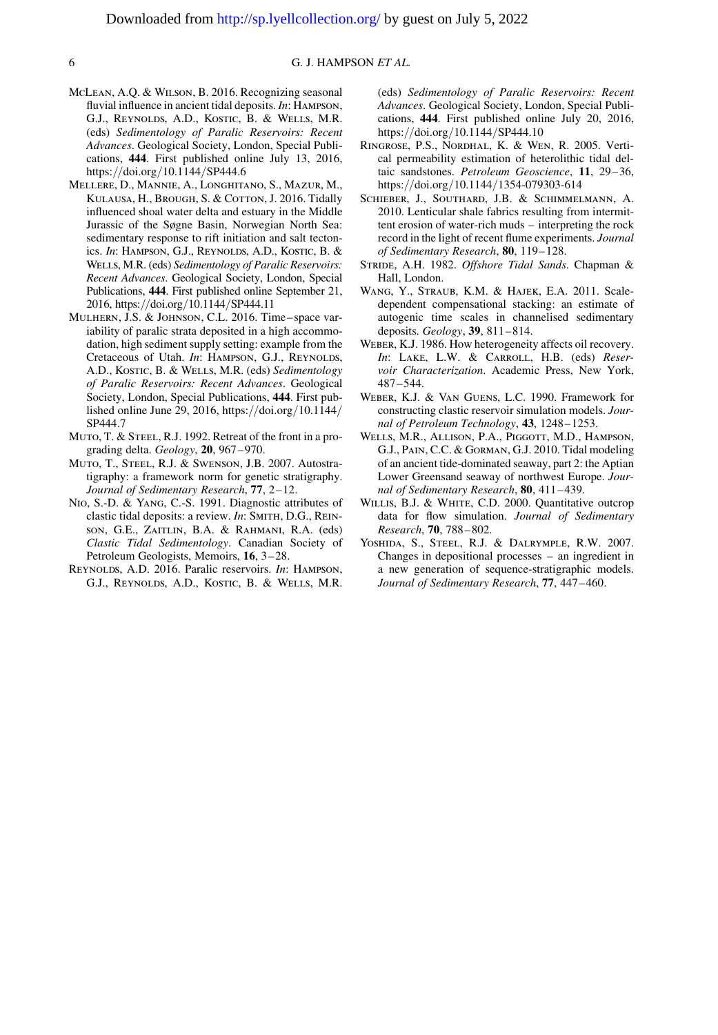McLean, A.Q. & Wilson, B. 2016. Recognizing seasonal fluvial influence in ancient tidal deposits. *In*: Hampson, G.J., Reynolds, A.D., Kostic, B. & Wells, M.R. (eds) *Sedimentology of Paralic Reservoirs: Recent Advances*. Geological Society, London, Special Publications, **444**. First published online July 13, 2016, https://doi.org/10.1144/SP444.6

Mellere, D., Mannie, A., Longhitano, S., Mazur, M., Kulausa, H., Brough, S. & Cotton, J. 2016. Tidally influenced shoal water delta and estuary in the Middle Jurassic of the Søgne Basin, Norwegian North Sea: sedimentary response to rift initiation and salt tectonics. *In*: Hampson, G.J., Reynolds, A.D., Kostic, B. & Wells, M.R. (eds) *Sedimentology of Paralic Reservoirs: Recent Advances*. Geological Society, London, Special Publications, **444**. First published online September 21, 2016, https://doi.org/10.1144/SP444.11

Mulhern, J.S. & Johnson, C.L. 2016. Time–space variability of paralic strata deposited in a high accommodation, high sediment supply setting: example from the Cretaceous of Utah. *In*: Hampson, G.J., Reynolds, A.D., Kostic, B. & Wells, M.R. (eds) *Sedimentology of Paralic Reservoirs: Recent Advances*. Geological Society, London, Special Publications, **444**. First published online June 29, 2016, https://doi.org/10.1144/SP444.7

Muto, T. & Steel, R.J. 1992. Retreat of the front in a prograding delta. *Geology*, **20**, 967–970.

Muto, T., Steel, R.J. & Swenson, J.B. 2007. Autostratigraphy: a framework norm for genetic stratigraphy. *Journal of Sedimentary Research*, **77**, 2–12.

Nio, S.-D. & Yang, C.-S. 1991. Diagnostic attributes of clastic tidal deposits: a review. *In*: Smith, D.G., Reinson, G.E., Zaitlin, B.A. & Rahmani, R.A. (eds) *Clastic Tidal Sedimentology*. Canadian Society of Petroleum Geologists, Memoirs, **16**, 3–28.

Reynolds, A.D. 2016. Paralic reservoirs. *In*: Hampson, G.J., Reynolds, A.D., Kostic, B. & Wells, M.R. (eds) *Sedimentology of Paralic Reservoirs: Recent Advances*. Geological Society, London, Special Publications, **444**. First published online July 20, 2016, https://doi.org/10.1144/SP444.10

Ringrose, P.S., Nordhal, K. & Wen, R. 2005. Vertical permeability estimation of heterolithic tidal deltaic sandstones. *Petroleum Geoscience*, **11**, 29–36, https://doi.org/10.1144/1354-079303-614

Schieber, J., Southard, J.B. & Schimmelmann, A. 2010. Lenticular shale fabrics resulting from intermittent erosion of water-rich muds – interpreting the rock record in the light of recent flume experiments. *Journal of Sedimentary Research*, **80**, 119–128.

Stride, A.H. 1982. *Offshore Tidal Sands*. Chapman & Hall, London.

Wang, Y., Straub, K.M. & Hajek, E.A. 2011. Scale-dependent compensational stacking: an estimate of autogenic time scales in channelised sedimentary deposits. *Geology*, **39**, 811–814.

Weber, K.J. 1986. How heterogeneity affects oil recovery. *In*: Lake, L.W. & Carroll, H.B. (eds) *Reservoir Characterization*. Academic Press, New York, 487–544.

Weber, K.J. & van Geuns, L.C. 1990. Framework for constructing clastic reservoir simulation models. *Journal of Petroleum Technology*, **43**, 1248–1253.

Wells, M.R., Allison, P.A., Piggott, M.D., Hampson, G.J., Pain, C.C. & Gorman, G.J. 2010. Tidal modeling of an ancient tide-dominated seaway, part 2: the Aptian Lower Greensand seaway of northwest Europe. *Journal of Sedimentary Research*, **80**, 411–439.

Willis, B.J. & White, C.D. 2000. Quantitative outcrop data for flow simulation. *Journal of Sedimentary Research*, **70**, 788–802.

Yoshida, S., Steel, R.J. & Dalrymple, R.W. 2007. Changes in depositional processes – an ingredient in a new generation of sequence-stratigraphic models. *Journal of Sedimentary Research*, **77**, 447–460.